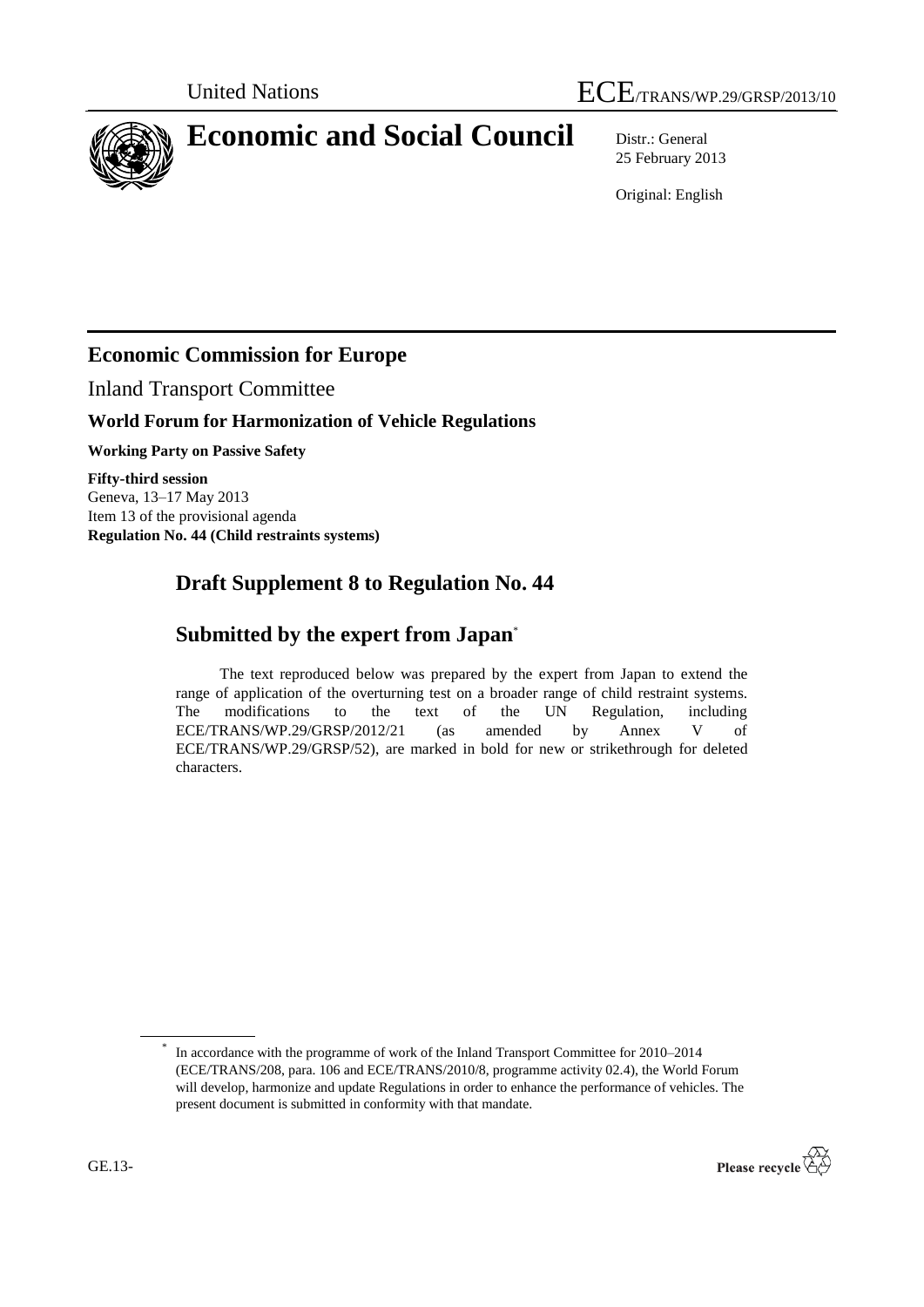United Nations ECE/TRANS/WP.29/GRSP/2013/10

# Economic and Social Council

Distr.: General
25 February 2013

Original: English

## Economic Commission for Europe

Inland Transport Committee

### World Forum for Harmonization of Vehicle Regulations

**Working Party on Passive Safety**

**Fifty-third session**
Geneva, 13–17 May 2013
Item 13 of the provisional agenda
**Regulation No. 44 (Child restraints systems)**

## Draft Supplement 8 to Regulation No. 44

## Submitted by the expert from Japan*

The text reproduced below was prepared by the expert from Japan to extend the range of application of the overturning test on a broader range of child restraint systems. The modifications to the text of the UN Regulation, including ECE/TRANS/WP.29/GRSP/2012/21 (as amended by Annex V of ECE/TRANS/WP.29/GRSP/52), are marked in bold for new or strikethrough for deleted characters.

\* In accordance with the programme of work of the Inland Transport Committee for 2010–2014 (ECE/TRANS/208, para. 106 and ECE/TRANS/2010/8, programme activity 02.4), the World Forum will develop, harmonize and update Regulations in order to enhance the performance of vehicles. The present document is submitted in conformity with that mandate.

GE.13-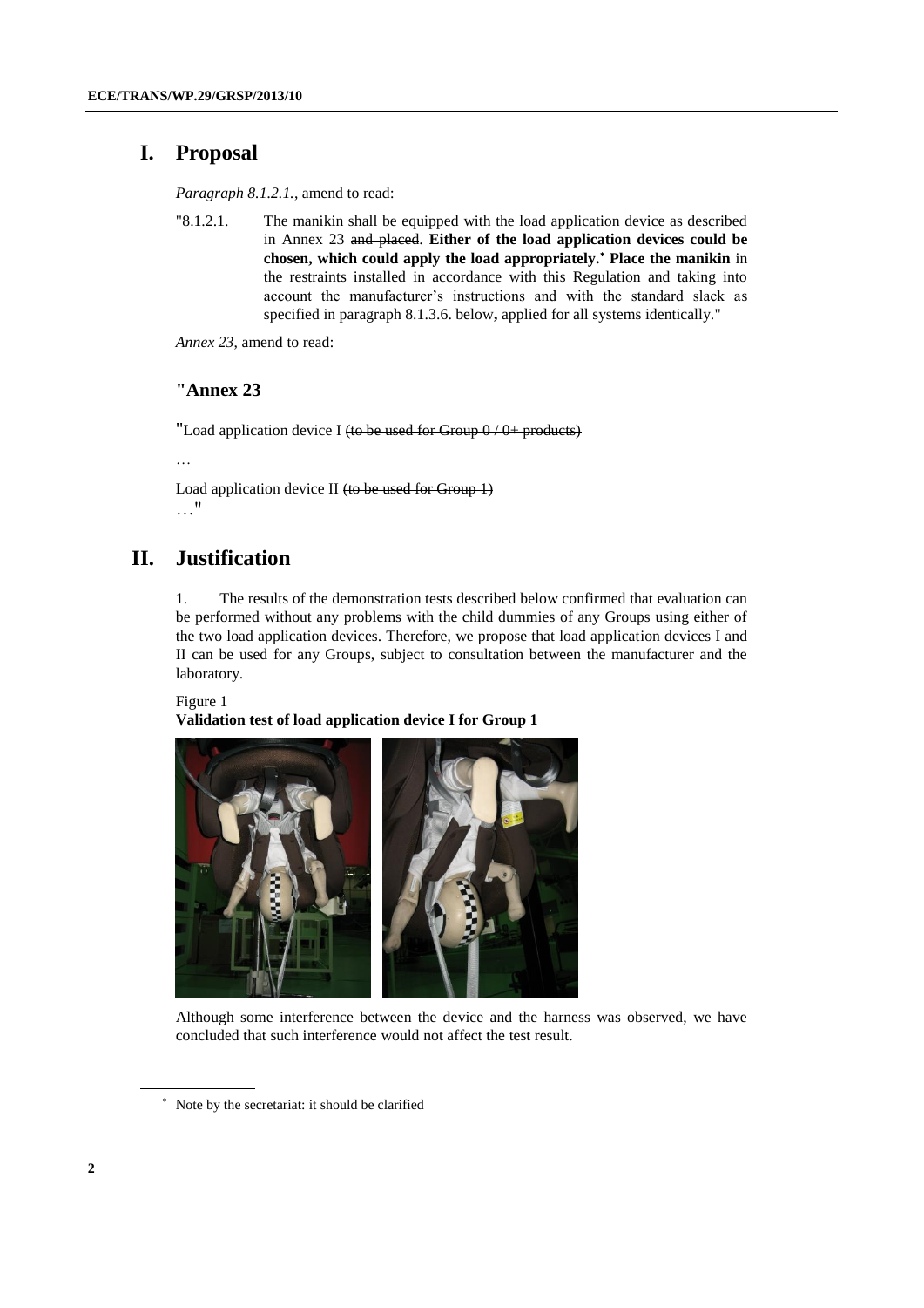# I. Proposal

*Paragraph 8.1.2.1.*, amend to read:

"8.1.2.1. The manikin shall be equipped with the load application device as described in Annex 23 ~~and placed~~. **Either of the load application devices could be chosen, which could apply the load appropriately.*** **Place the manikin** in the restraints installed in accordance with this Regulation and taking into account the manufacturer's instructions and with the standard slack as specified in paragraph 8.1.3.6. below**,** applied for all systems identically."

*Annex 23*, amend to read:

## "Annex 23

"Load application device I ~~(to be used for Group 0 / 0+ products)~~

…

Load application device II ~~(to be used for Group 1)~~

…"

# II. Justification

1. The results of the demonstration tests described below confirmed that evaluation can be performed without any problems with the child dummies of any Groups using either of the two load application devices. Therefore, we propose that load application devices I and II can be used for any Groups, subject to consultation between the manufacturer and the laboratory.

Figure 1

**Validation test of load application device I for Group 1**

Although some interference between the device and the harness was observed, we have concluded that such interference would not affect the test result.

\* Note by the secretariat: it should be clarified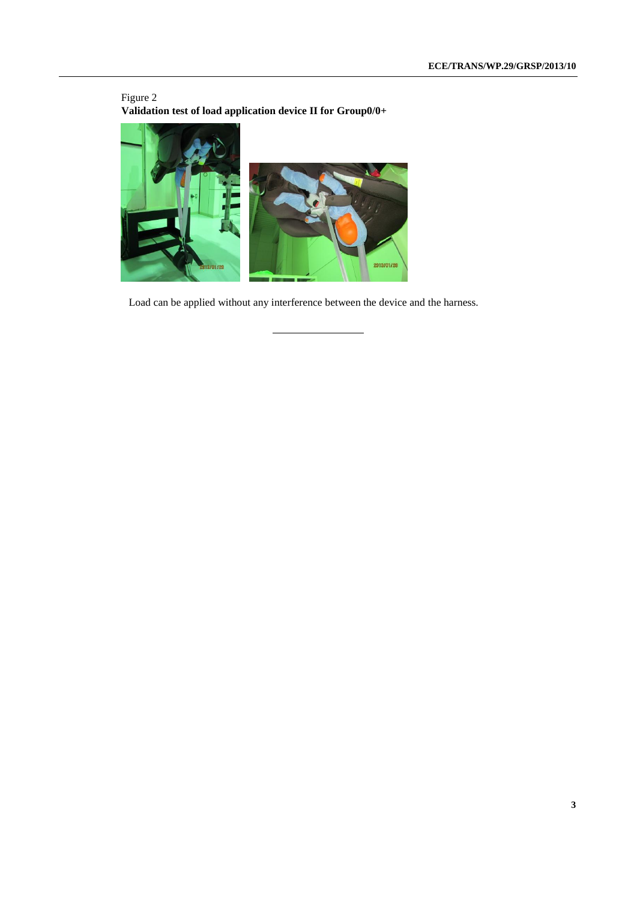Figure 2
**Validation test of load application device II for Group0/0+**

Load can be applied without any interference between the device and the harness.